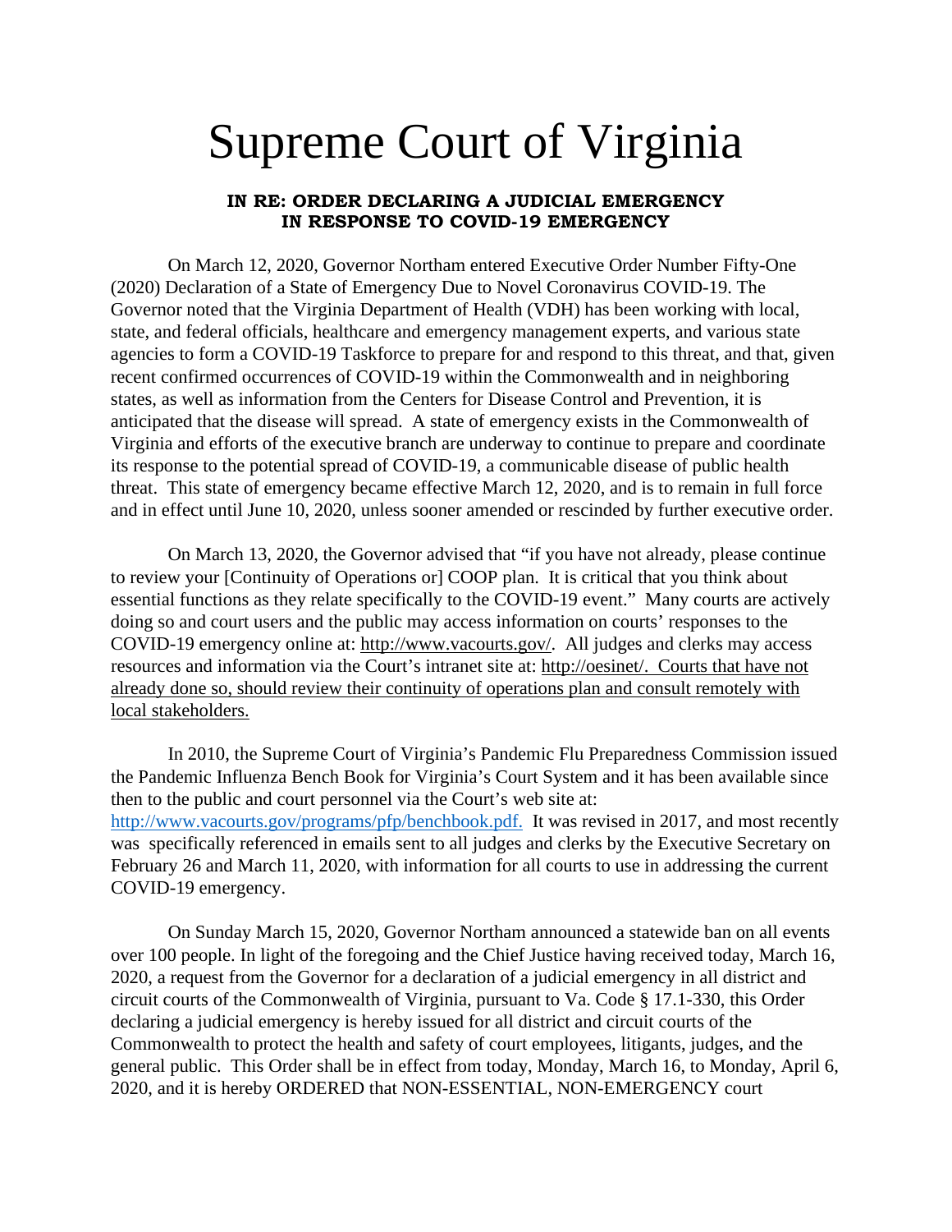# Supreme Court of Virginia

**IN RE: ORDER DECLARING A JUDICIAL EMERGENCY IN RESPONSE TO COVID-19 EMERGENCY**

On March 12, 2020, Governor Northam entered Executive Order Number Fifty-One (2020) Declaration of a State of Emergency Due to Novel Coronavirus COVID-19. The Governor noted that the Virginia Department of Health (VDH) has been working with local, state, and federal officials, healthcare and emergency management experts, and various state agencies to form a COVID-19 Taskforce to prepare for and respond to this threat, and that, given recent confirmed occurrences of COVID-19 within the Commonwealth and in neighboring states, as well as information from the Centers for Disease Control and Prevention, it is anticipated that the disease will spread. A state of emergency exists in the Commonwealth of Virginia and efforts of the executive branch are underway to continue to prepare and coordinate its response to the potential spread of COVID-19, a communicable disease of public health threat. This state of emergency became effective March 12, 2020, and is to remain in full force and in effect until June 10, 2020, unless sooner amended or rescinded by further executive order.

On March 13, 2020, the Governor advised that "if you have not already, please continue to review your [Continuity of Operations or] COOP plan. It is critical that you think about essential functions as they relate specifically to the COVID-19 event." Many courts are actively doing so and court users and the public may access information on courts' responses to the COVID-19 emergency online at: http://www.vacourts.gov/. All judges and clerks may access resources and information via the Court's intranet site at: http://oesinet/. Courts that have not already done so, should review their continuity of operations plan and consult remotely with local stakeholders.

In 2010, the Supreme Court of Virginia's Pandemic Flu Preparedness Commission issued the Pandemic Influenza Bench Book for Virginia's Court System and it has been available since then to the public and court personnel via the Court's web site at: http://www.vacourts.gov/programs/pfp/benchbook.pdf. It was revised in 2017, and most recently was specifically referenced in emails sent to all judges and clerks by the Executive Secretary on February 26 and March 11, 2020, with information for all courts to use in addressing the current COVID-19 emergency.

On Sunday March 15, 2020, Governor Northam announced a statewide ban on all events over 100 people. In light of the foregoing and the Chief Justice having received today, March 16, 2020, a request from the Governor for a declaration of a judicial emergency in all district and circuit courts of the Commonwealth of Virginia, pursuant to Va. Code § 17.1-330, this Order declaring a judicial emergency is hereby issued for all district and circuit courts of the Commonwealth to protect the health and safety of court employees, litigants, judges, and the general public. This Order shall be in effect from today, Monday, March 16, to Monday, April 6, 2020, and it is hereby ORDERED that NON-ESSENTIAL, NON-EMERGENCY court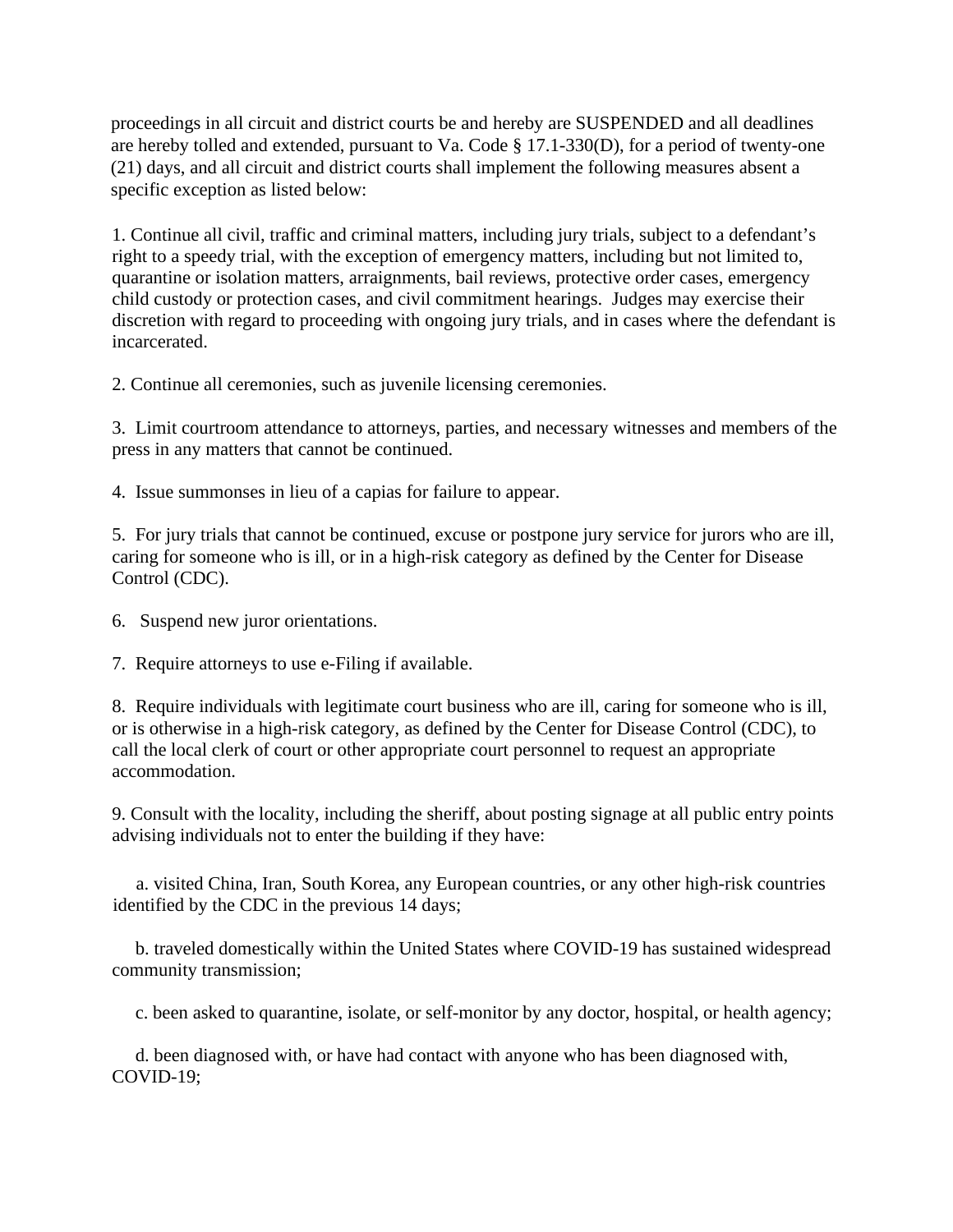proceedings in all circuit and district courts be and hereby are SUSPENDED and all deadlines are hereby tolled and extended, pursuant to Va. Code § 17.1-330(D), for a period of twenty-one (21) days, and all circuit and district courts shall implement the following measures absent a specific exception as listed below:

1. Continue all civil, traffic and criminal matters, including jury trials, subject to a defendant's right to a speedy trial, with the exception of emergency matters, including but not limited to, quarantine or isolation matters, arraignments, bail reviews, protective order cases, emergency child custody or protection cases, and civil commitment hearings. Judges may exercise their discretion with regard to proceeding with ongoing jury trials, and in cases where the defendant is incarcerated.

2. Continue all ceremonies, such as juvenile licensing ceremonies.

3. Limit courtroom attendance to attorneys, parties, and necessary witnesses and members of the press in any matters that cannot be continued.

4. Issue summonses in lieu of a capias for failure to appear.

5. For jury trials that cannot be continued, excuse or postpone jury service for jurors who are ill, caring for someone who is ill, or in a high-risk category as defined by the Center for Disease Control (CDC).

6. Suspend new juror orientations.

7. Require attorneys to use e-Filing if available.

8. Require individuals with legitimate court business who are ill, caring for someone who is ill, or is otherwise in a high-risk category, as defined by the Center for Disease Control (CDC), to call the local clerk of court or other appropriate court personnel to request an appropriate accommodation.

9. Consult with the locality, including the sheriff, about posting signage at all public entry points advising individuals not to enter the building if they have:

   a. visited China, Iran, South Korea, any European countries, or any other high-risk countries identified by the CDC in the previous 14 days;

   b. traveled domestically within the United States where COVID-19 has sustained widespread community transmission;

   c. been asked to quarantine, isolate, or self-monitor by any doctor, hospital, or health agency;

   d. been diagnosed with, or have had contact with anyone who has been diagnosed with, COVID-19;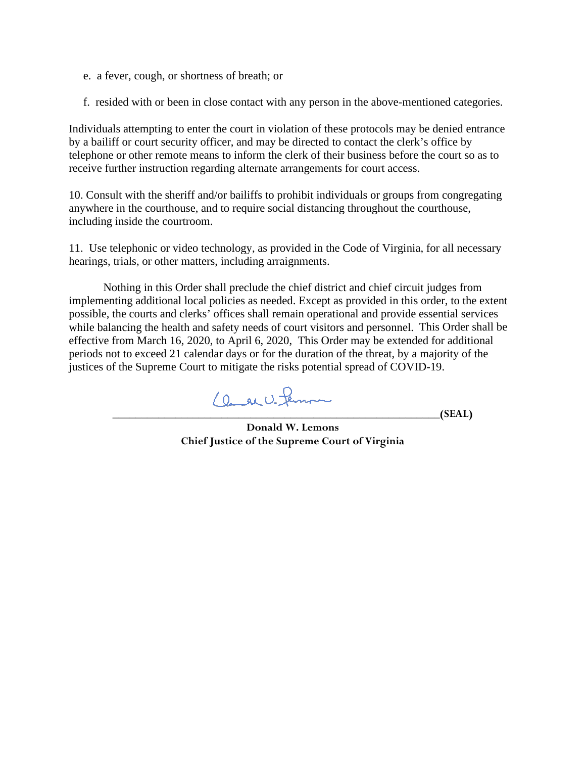e. a fever, cough, or shortness of breath; or

f. resided with or been in close contact with any person in the above-mentioned categories.

Individuals attempting to enter the court in violation of these protocols may be denied entrance by a bailiff or court security officer, and may be directed to contact the clerk's office by telephone or other remote means to inform the clerk of their business before the court so as to receive further instruction regarding alternate arrangements for court access.

10. Consult with the sheriff and/or bailiffs to prohibit individuals or groups from congregating anywhere in the courthouse, and to require social distancing throughout the courthouse, including inside the courtroom.

11. Use telephonic or video technology, as provided in the Code of Virginia, for all necessary hearings, trials, or other matters, including arraignments.

Nothing in this Order shall preclude the chief district and chief circuit judges from implementing additional local policies as needed. Except as provided in this order, to the extent possible, the courts and clerks' offices shall remain operational and provide essential services while balancing the health and safety needs of court visitors and personnel. This Order shall be effective from March 16, 2020, to April 6, 2020, This Order may be extended for additional periods not to exceed 21 calendar days or for the duration of the threat, by a majority of the justices of the Supreme Court to mitigate the risks potential spread of COVID-19.

_______________________________________________________**(SEAL)**

**Donald W. Lemons**
**Chief Justice of the Supreme Court of Virginia**